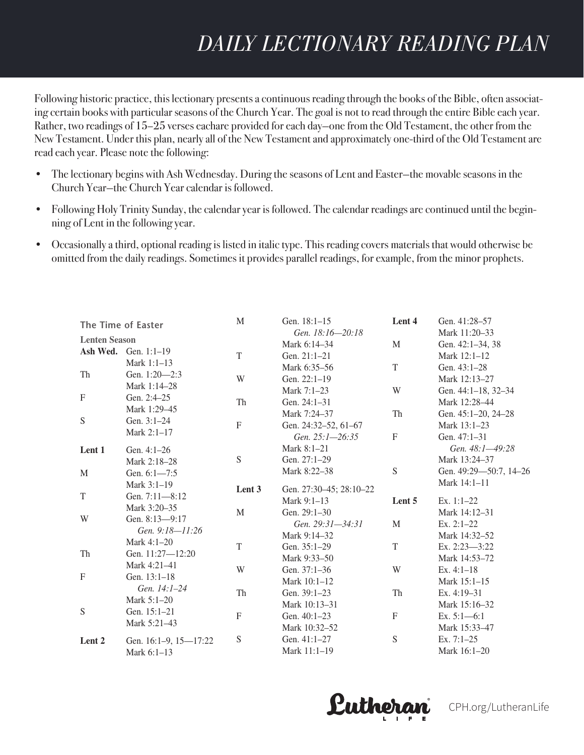# DAILY LECTIONARY READING PLAN

Following historic practice, this lectionary presents a continuous reading through the books of the Bible, often associating certain books with particular seasons of the Church Year. The goal is not to read through the entire Bible each year. Rather, two readings of 15–25 verses eachare provided for each day—one from the Old Testament, the other from the New Testament. Under this plan, nearly all of the New Testament and approximately one-third of the Old Testament are read each year. Please note the following:

- The lectionary begins with Ash Wednesday. During the seasons of Lent and Easter—the movable seasons in the Church Year—the Church Year calendar is followed.
- Following Holy Trinity Sunday, the calendar year is followed. The calendar readings are continued until the beginning of Lent in the following year.
- Occasionally a third, optional reading is listed in italic type. This reading covers materials that would otherwise be omitted from the daily readings. Sometimes it provides parallel readings, for example, from the minor prophets.

## The Time of Easter

### Lenten Season

| Day | Readings |
|---|---|
| **Ash Wed.** | Gen. 1:1–19<br>Mark 1:1–13 |
| Th | Gen. 1:20—2:3<br>Mark 1:14–28 |
| F | Gen. 2:4–25<br>Mark 1:29–45 |
| S | Gen. 3:1–24<br>Mark 2:1–17 |
| **Lent 1** | Gen. 4:1–26<br>Mark 2:18–28 |
| M | Gen. 6:1—7:5<br>Mark 3:1–19 |
| T | Gen. 7:11—8:12<br>Mark 3:20–35 |
| W | Gen. 8:13—9:17<br>*Gen. 9:18—11:26*<br>Mark 4:1–20 |
| Th | Gen. 11:27—12:20<br>Mark 4:21–41 |
| F | Gen. 13:1–18<br>*Gen. 14:1–24*<br>Mark 5:1–20 |
| S | Gen. 15:1–21<br>Mark 5:21–43 |
| **Lent 2** | Gen. 16:1–9, 15—17:22<br>Mark 6:1–13 |
| M | Gen. 18:1–15<br>*Gen. 18:16—20:18*<br>Mark 6:14–34 |
| T | Gen. 21:1–21<br>Mark 6:35–56 |
| W | Gen. 22:1–19<br>Mark 7:1–23 |
| Th | Gen. 24:1–31<br>Mark 7:24–37 |
| F | Gen. 24:32–52, 61–67<br>*Gen. 25:1—26:35*<br>Mark 8:1–21 |
| S | Gen. 27:1–29<br>Mark 8:22–38 |
| **Lent 3** | Gen. 27:30–45; 28:10–22<br>Mark 9:1–13 |
| M | Gen. 29:1–30<br>*Gen. 29:31—34:31*<br>Mark 9:14–32 |
| T | Gen. 35:1–29<br>Mark 9:33–50 |
| W | Gen. 37:1–36<br>Mark 10:1–12 |
| Th | Gen. 39:1–23<br>Mark 10:13–31 |
| F | Gen. 40:1–23<br>Mark 10:32–52 |
| S | Gen. 41:1–27<br>Mark 11:1–19 |
| **Lent 4** | Gen. 41:28–57<br>Mark 11:20–33 |
| M | Gen. 42:1–34, 38<br>Mark 12:1–12 |
| T | Gen. 43:1–28<br>Mark 12:13–27 |
| W | Gen. 44:1–18, 32–34<br>Mark 12:28–44 |
| Th | Gen. 45:1–20, 24–28<br>Mark 13:1–23 |
| F | Gen. 47:1–31<br>*Gen. 48:1—49:28*<br>Mark 13:24–37 |
| S | Gen. 49:29—50:7, 14–26<br>Mark 14:1–11 |
| **Lent 5** | Ex. 1:1–22<br>Mark 14:12–31 |
| M | Ex. 2:1–22<br>Mark 14:32–52 |
| T | Ex. 2:23—3:22<br>Mark 14:53–72 |
| W | Ex. 4:1–18<br>Mark 15:1–15 |
| Th | Ex. 4:19–31<br>Mark 15:16–32 |
| F | Ex. 5:1—6:1<br>Mark 15:33–47 |
| S | Ex. 7:1–25<br>Mark 16:1–20 |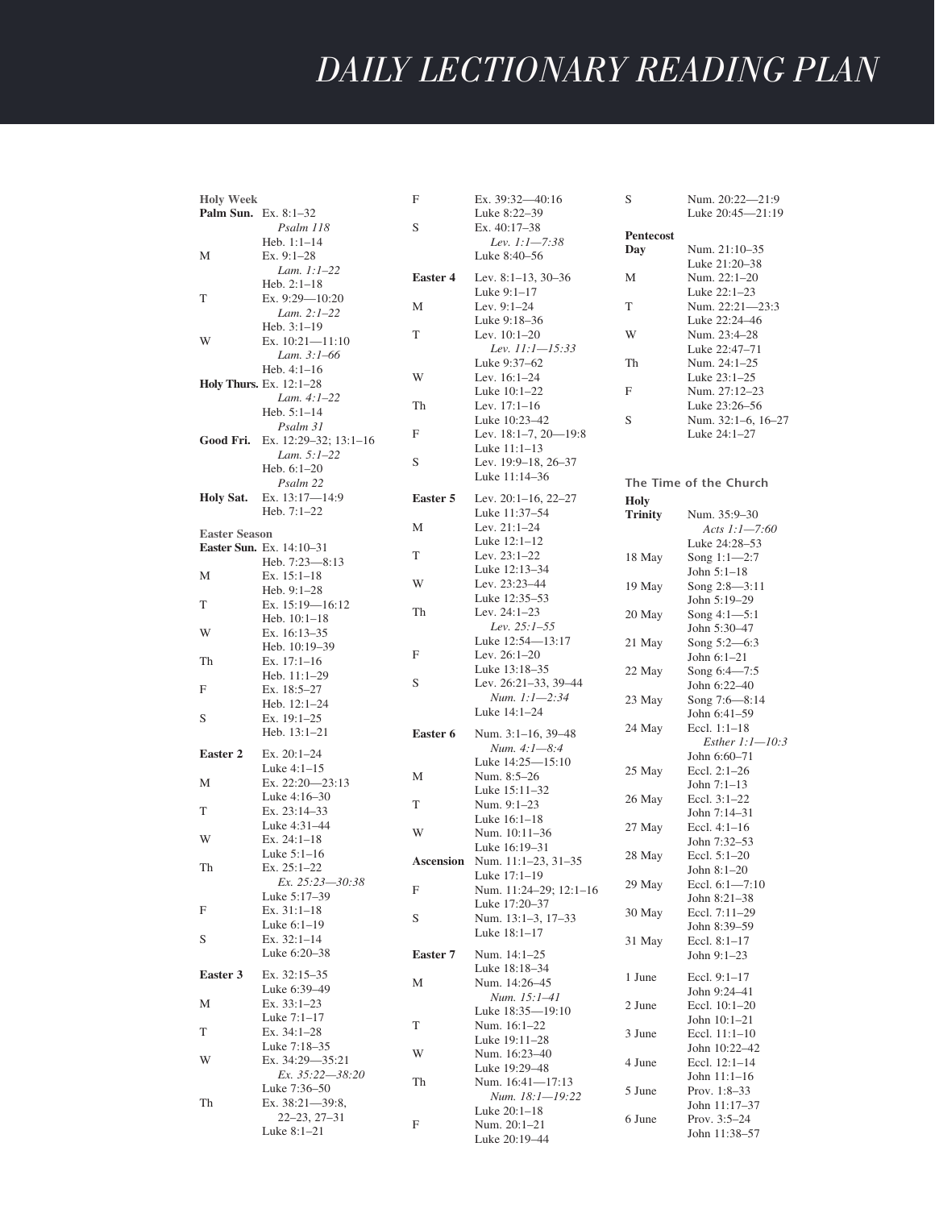// DAILY LECTIONARY READING PLAN

# DAILY LECTIONARY READING PLAN

### Holy Week

| Day | Readings |
|---|---|
| **Palm Sun.** | Ex. 8:1–32<br>*Psalm 118*<br>Heb. 1:1–14 |
| M | Ex. 9:1–28<br>*Lam. 1:1–22*<br>Heb. 2:1–18 |
| T | Ex. 9:29—10:20<br>*Lam. 2:1–22*<br>Heb. 3:1–19 |
| W | Ex. 10:21—11:10<br>*Lam. 3:1–66*<br>Heb. 4:1–16 |
| **Holy Thurs.** | Ex. 12:1–28<br>*Lam. 4:1–22*<br>Heb. 5:1–14<br>*Psalm 31* |
| **Good Fri.** | Ex. 12:29–32; 13:1–16<br>*Lam. 5:1–22*<br>Heb. 6:1–20<br>*Psalm 22* |
| **Holy Sat.** | Ex. 13:17—14:9<br>Heb. 7:1–22 |

### Easter Season

| Day | Readings |
|---|---|
| **Easter Sun.** | Ex. 14:10–31<br>Heb. 7:23—8:13 |
| M | Ex. 15:1–18<br>Heb. 9:1–28 |
| T | Ex. 15:19—16:12<br>Heb. 10:1–18 |
| W | Ex. 16:13–35<br>Heb. 10:19–39 |
| Th | Ex. 17:1–16<br>Heb. 11:1–29 |
| F | Ex. 18:5–27<br>Heb. 12:1–24 |
| S | Ex. 19:1–25<br>Heb. 13:1–21 |
| **Easter 2** | Ex. 20:1–24<br>Luke 4:1–15 |
| M | Ex. 22:20—23:13<br>Luke 4:16–30 |
| T | Ex. 23:14–33<br>Luke 4:31–44 |
| W | Ex. 24:1–18<br>Luke 5:1–16 |
| Th | Ex. 25:1–22<br>*Ex. 25:23—30:38*<br>Luke 5:17–39 |
| F | Ex. 31:1–18<br>Luke 6:1–19 |
| S | Ex. 32:1–14<br>Luke 6:20–38 |
| **Easter 3** | Ex. 32:15–35<br>Luke 6:39–49 |
| M | Ex. 33:1–23<br>Luke 7:1–17 |
| T | Ex. 34:1–28<br>Luke 7:18–35 |
| W | Ex. 34:29—35:21<br>*Ex. 35:22—38:20*<br>Luke 7:36–50 |
| Th | Ex. 38:21—39:8, 22–23, 27–31<br>Luke 8:1–21 |
| F | Ex. 39:32—40:16<br>Luke 8:22–39 |
| S | Ex. 40:17–38<br>*Lev. 1:1—7:38*<br>Luke 8:40–56 |
| **Easter 4** | Lev. 8:1–13, 30–36<br>Luke 9:1–17 |
| M | Lev. 9:1–24<br>Luke 9:18–36 |
| T | Lev. 10:1–20<br>*Lev. 11:1—15:33*<br>Luke 9:37–62 |
| W | Lev. 16:1–24<br>Luke 10:1–22 |
| Th | Lev. 17:1–16<br>Luke 10:23–42 |
| F | Lev. 18:1–7, 20—19:8<br>Luke 11:1–13 |
| S | Lev. 19:9–18, 26–37<br>Luke 11:14–36 |
| **Easter 5** | Lev. 20:1–16, 22–27<br>Luke 11:37–54 |
| M | Lev. 21:1–24<br>Luke 12:1–12 |
| T | Lev. 23:1–22<br>Luke 12:13–34 |
| W | Lev. 23:23–44<br>Luke 12:35–53 |
| Th | Lev. 24:1–23<br>*Lev. 25:1–55*<br>Luke 12:54—13:17 |
| F | Lev. 26:1–20<br>Luke 13:18–35 |
| S | Lev. 26:21–33, 39–44<br>*Num. 1:1—2:34*<br>Luke 14:1–24 |
| **Easter 6** | Num. 3:1–16, 39–48<br>*Num. 4:1—8:4*<br>Luke 14:25—15:10 |
| M | Num. 8:5–26<br>Luke 15:11–32 |
| T | Num. 9:1–23<br>Luke 16:1–18 |
| W | Num. 10:11–36<br>Luke 16:19–31 |
| **Ascension** | Num. 11:1–23, 31–35<br>Luke 17:1–19 |
| F | Num. 11:24–29; 12:1–16<br>Luke 17:20–37 |
| S | Num. 13:1–3, 17–33<br>Luke 18:1–17 |
| **Easter 7** | Num. 14:1–25<br>Luke 18:18–34 |
| M | Num. 14:26–45<br>*Num. 15:1–41*<br>Luke 18:35—19:10 |
| T | Num. 16:1–22<br>Luke 19:11–28 |
| W | Num. 16:23–40<br>Luke 19:29–48 |
| Th | Num. 16:41—17:13<br>*Num. 18:1—19:22*<br>Luke 20:1–18 |
| F | Num. 20:1–21<br>Luke 20:19–44 |
| S | Num. 20:22—21:9<br>Luke 20:45—21:19 |
| **Pentecost Day** | Num. 21:10–35<br>Luke 21:20–38 |
| M | Num. 22:1–20<br>Luke 22:1–23 |
| T | Num. 22:21—23:3<br>Luke 22:24–46 |
| W | Num. 23:4–28<br>Luke 22:47–71 |
| Th | Num. 24:1–25<br>Luke 23:1–25 |
| F | Num. 27:12–23<br>Luke 23:26–56 |
| S | Num. 32:1–6, 16–27<br>Luke 24:1–27 |

### The Time of the Church

| Day | Readings |
|---|---|
| **Holy Trinity** | Num. 35:9–30<br>*Acts 1:1—7:60*<br>Luke 24:28–53 |
| 18 May | Song 1:1—2:7<br>John 5:1–18 |
| 19 May | Song 2:8—3:11<br>John 5:19–29 |
| 20 May | Song 4:1—5:1<br>John 5:30–47 |
| 21 May | Song 5:2—6:3<br>John 6:1–21 |
| 22 May | Song 6:4—7:5<br>John 6:22–40 |
| 23 May | Song 7:6—8:14<br>John 6:41–59 |
| 24 May | Eccl. 1:1–18<br>*Esther 1:1—10:3*<br>John 6:60–71 |
| 25 May | Eccl. 2:1–26<br>John 7:1–13 |
| 26 May | Eccl. 3:1–22<br>John 7:14–31 |
| 27 May | Eccl. 4:1–16<br>John 7:32–53 |
| 28 May | Eccl. 5:1–20<br>John 8:1–20 |
| 29 May | Eccl. 6:1—7:10<br>John 8:21–38 |
| 30 May | Eccl. 7:11–29<br>John 8:39–59 |
| 31 May | Eccl. 8:1–17<br>John 9:1–23 |
| 1 June | Eccl. 9:1–17<br>John 9:24–41 |
| 2 June | Eccl. 10:1–20<br>John 10:1–21 |
| 3 June | Eccl. 11:1–10<br>John 10:22–42 |
| 4 June | Eccl. 12:1–14<br>John 11:1–16 |
| 5 June | Prov. 1:8–33<br>John 11:17–37 |
| 6 June | Prov. 3:5–24<br>John 11:38–57 |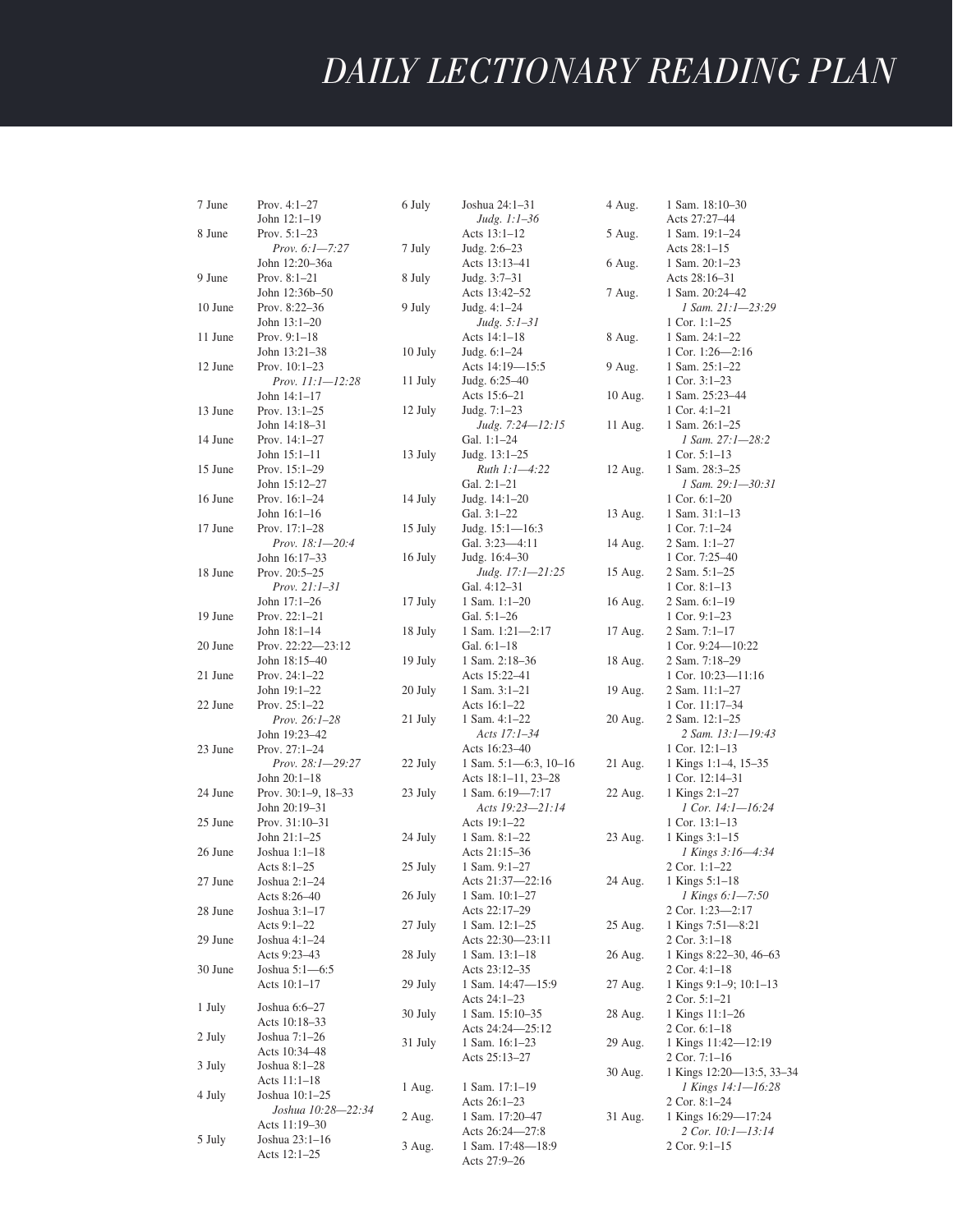# DAILY LECTIONARY READING PLAN

| Date | Readings |
|---|---|
| 7 June | Prov. 4:1–27<br>John 12:1–19 |
| 8 June | Prov. 5:1–23<br>*Prov. 6:1—7:27*<br>John 12:20–36a |
| 9 June | Prov. 8:1–21<br>John 12:36b–50 |
| 10 June | Prov. 8:22–36<br>John 13:1–20 |
| 11 June | Prov. 9:1–18<br>John 13:21–38 |
| 12 June | Prov. 10:1–23<br>*Prov. 11:1—12:28*<br>John 14:1–17 |
| 13 June | Prov. 13:1–25<br>John 14:18–31 |
| 14 June | Prov. 14:1–27<br>John 15:1–11 |
| 15 June | Prov. 15:1–29<br>John 15:12–27 |
| 16 June | Prov. 16:1–24<br>John 16:1–16 |
| 17 June | Prov. 17:1–28<br>*Prov. 18:1—20:4*<br>John 16:17–33 |
| 18 June | Prov. 20:5–25<br>*Prov. 21:1–31*<br>John 17:1–26 |
| 19 June | Prov. 22:1–21<br>John 18:1–14 |
| 20 June | Prov. 22:22—23:12<br>John 18:15–40 |
| 21 June | Prov. 24:1–22<br>John 19:1–22 |
| 22 June | Prov. 25:1–22<br>*Prov. 26:1–28*<br>John 19:23–42 |
| 23 June | Prov. 27:1–24<br>*Prov. 28:1—29:27*<br>John 20:1–18 |
| 24 June | Prov. 30:1–9, 18–33<br>John 20:19–31 |
| 25 June | Prov. 31:10–31<br>John 21:1–25 |
| 26 June | Joshua 1:1–18<br>Acts 8:1–25 |
| 27 June | Joshua 2:1–24<br>Acts 8:26–40 |
| 28 June | Joshua 3:1–17<br>Acts 9:1–22 |
| 29 June | Joshua 4:1–24<br>Acts 9:23–43 |
| 30 June | Joshua 5:1—6:5<br>Acts 10:1–17 |
| 1 July | Joshua 6:6–27<br>Acts 10:18–33 |
| 2 July | Joshua 7:1–26<br>Acts 10:34–48 |
| 3 July | Joshua 8:1–28<br>Acts 11:1–18 |
| 4 July | Joshua 10:1–25<br>*Joshua 10:28—22:34*<br>Acts 11:19–30 |
| 5 July | Joshua 23:1–16<br>Acts 12:1–25 |
| 6 July | Joshua 24:1–31<br>*Judg. 1:1–36*<br>Acts 13:1–12 |
| 7 July | Judg. 2:6–23<br>Acts 13:13–41 |
| 8 July | Judg. 3:7–31<br>Acts 13:42–52 |
| 9 July | Judg. 4:1–24<br>*Judg. 5:1–31*<br>Acts 14:1–18 |
| 10 July | Judg. 6:1–24<br>Acts 14:19—15:5 |
| 11 July | Judg. 6:25–40<br>Acts 15:6–21 |
| 12 July | Judg. 7:1–23<br>*Judg. 7:24—12:15*<br>Gal. 1:1–24 |
| 13 July | Judg. 13:1–25<br>*Ruth 1:1—4:22*<br>Gal. 2:1–21 |
| 14 July | Judg. 14:1–20<br>Gal. 3:1–22 |
| 15 July | Judg. 15:1—16:3<br>Gal. 3:23—4:11 |
| 16 July | Judg. 16:4–30<br>*Judg. 17:1—21:25*<br>Gal. 4:12–31 |
| 17 July | 1 Sam. 1:1–20<br>Gal. 5:1–26 |
| 18 July | 1 Sam. 1:21—2:17<br>Gal. 6:1–18 |
| 19 July | 1 Sam. 2:18–36<br>Acts 15:22–41 |
| 20 July | 1 Sam. 3:1–21<br>Acts 16:1–22 |
| 21 July | 1 Sam. 4:1–22<br>*Acts 17:1–34*<br>Acts 16:23–40 |
| 22 July | 1 Sam. 5:1—6:3, 10–16<br>Acts 18:1–11, 23–28 |
| 23 July | 1 Sam. 6:19—7:17<br>*Acts 19:23—21:14*<br>Acts 19:1–22 |
| 24 July | 1 Sam. 8:1–22<br>Acts 21:15–36 |
| 25 July | 1 Sam. 9:1–27<br>Acts 21:37—22:16 |
| 26 July | 1 Sam. 10:1–27<br>Acts 22:17–29 |
| 27 July | 1 Sam. 12:1–25<br>Acts 22:30—23:11 |
| 28 July | 1 Sam. 13:1–18<br>Acts 23:12–35 |
| 29 July | 1 Sam. 14:47—15:9<br>Acts 24:1–23 |
| 30 July | 1 Sam. 15:10–35<br>Acts 24:24—25:12 |
| 31 July | 1 Sam. 16:1–23<br>Acts 25:13–27 |
| 1 Aug. | 1 Sam. 17:1–19<br>Acts 26:1–23 |
| 2 Aug. | 1 Sam. 17:20–47<br>Acts 26:24—27:8 |
| 3 Aug. | 1 Sam. 17:48—18:9<br>Acts 27:9–26 |
| 4 Aug. | 1 Sam. 18:10–30<br>Acts 27:27–44 |
| 5 Aug. | 1 Sam. 19:1–24<br>Acts 28:1–15 |
| 6 Aug. | 1 Sam. 20:1–23<br>Acts 28:16–31 |
| 7 Aug. | 1 Sam. 20:24–42<br>*1 Sam. 21:1—23:29*<br>1 Cor. 1:1–25 |
| 8 Aug. | 1 Sam. 24:1–22<br>1 Cor. 1:26—2:16 |
| 9 Aug. | 1 Sam. 25:1–22<br>1 Cor. 3:1–23 |
| 10 Aug. | 1 Sam. 25:23–44<br>1 Cor. 4:1–21 |
| 11 Aug. | 1 Sam. 26:1–25<br>*1 Sam. 27:1—28:2*<br>1 Cor. 5:1–13 |
| 12 Aug. | 1 Sam. 28:3–25<br>*1 Sam. 29:1—30:31*<br>1 Cor. 6:1–20 |
| 13 Aug. | 1 Sam. 31:1–13<br>1 Cor. 7:1–24 |
| 14 Aug. | 2 Sam. 1:1–27<br>1 Cor. 7:25–40 |
| 15 Aug. | 2 Sam. 5:1–25<br>1 Cor. 8:1–13 |
| 16 Aug. | 2 Sam. 6:1–19<br>1 Cor. 9:1–23 |
| 17 Aug. | 2 Sam. 7:1–17<br>1 Cor. 9:24—10:22 |
| 18 Aug. | 2 Sam. 7:18–29<br>1 Cor. 10:23—11:16 |
| 19 Aug. | 2 Sam. 11:1–27<br>1 Cor. 11:17–34 |
| 20 Aug. | 2 Sam. 12:1–25<br>*2 Sam. 13:1—19:43*<br>1 Cor. 12:1–13 |
| 21 Aug. | 1 Kings 1:1–4, 15–35<br>1 Cor. 12:14–31 |
| 22 Aug. | 1 Kings 2:1–27<br>*1 Cor. 14:1—16:24*<br>1 Cor. 13:1–13 |
| 23 Aug. | 1 Kings 3:1–15<br>*1 Kings 3:16—4:34*<br>2 Cor. 1:1–22 |
| 24 Aug. | 1 Kings 5:1–18<br>*1 Kings 6:1—7:50*<br>2 Cor. 1:23—2:17 |
| 25 Aug. | 1 Kings 7:51—8:21<br>2 Cor. 3:1–18 |
| 26 Aug. | 1 Kings 8:22–30, 46–63<br>2 Cor. 4:1–18 |
| 27 Aug. | 1 Kings 9:1–9; 10:1–13<br>2 Cor. 5:1–21 |
| 28 Aug. | 1 Kings 11:1–26<br>2 Cor. 6:1–18 |
| 29 Aug. | 1 Kings 11:42—12:19<br>2 Cor. 7:1–16 |
| 30 Aug. | 1 Kings 12:20—13:5, 33–34<br>*1 Kings 14:1—16:28*<br>2 Cor. 8:1–24 |
| 31 Aug. | 1 Kings 16:29—17:24<br>*2 Cor. 10:1—13:14*<br>2 Cor. 9:1–15 |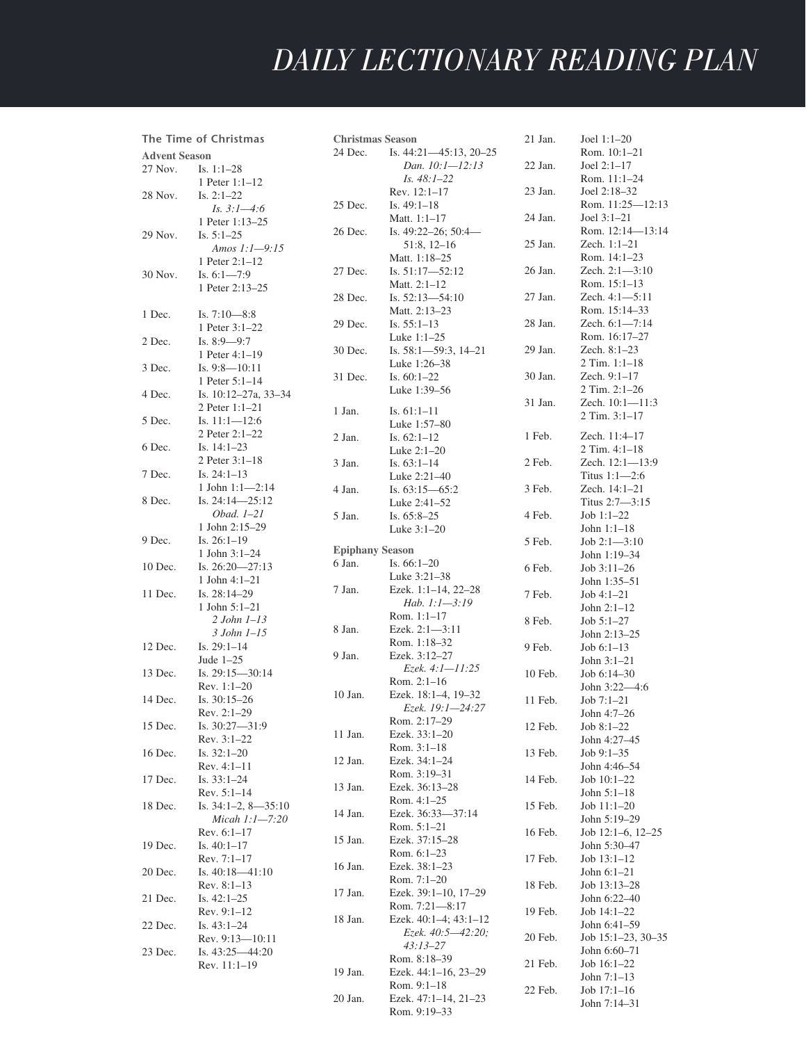# DAILY LECTIONARY READING PLAN

## The Time of Christmas

### Advent Season

| Date | Reading |
| --- | --- |
| 27 Nov. | Is. 1:1–28<br>1 Peter 1:1–12 |
| 28 Nov. | Is. 2:1–22<br>*Is. 3:1—4:6*<br>1 Peter 1:13–25 |
| 29 Nov. | Is. 5:1–25<br>*Amos 1:1—9:15*<br>1 Peter 2:1–12 |
| 30 Nov. | Is. 6:1—7:9<br>1 Peter 2:13–25 |
| 1 Dec. | Is. 7:10—8:8<br>1 Peter 3:1–22 |
| 2 Dec. | Is. 8:9—9:7<br>1 Peter 4:1–19 |
| 3 Dec. | Is. 9:8—10:11<br>1 Peter 5:1–14 |
| 4 Dec. | Is. 10:12–27a, 33–34<br>2 Peter 1:1–21 |
| 5 Dec. | Is. 11:1—12:6<br>2 Peter 2:1–22 |
| 6 Dec. | Is. 14:1–23<br>2 Peter 3:1–18 |
| 7 Dec. | Is. 24:1–13<br>1 John 1:1—2:14 |
| 8 Dec. | Is. 24:14—25:12<br>*Obad. 1–21*<br>1 John 2:15–29 |
| 9 Dec. | Is. 26:1–19<br>1 John 3:1–24 |
| 10 Dec. | Is. 26:20—27:13<br>1 John 4:1–21 |
| 11 Dec. | Is. 28:14–29<br>1 John 5:1–21<br>*2 John 1–13*<br>*3 John 1–15* |
| 12 Dec. | Is. 29:1–14<br>Jude 1–25 |
| 13 Dec. | Is. 29:15—30:14<br>Rev. 1:1–20 |
| 14 Dec. | Is. 30:15–26<br>Rev. 2:1–29 |
| 15 Dec. | Is. 30:27—31:9<br>Rev. 3:1–22 |
| 16 Dec. | Is. 32:1–20<br>Rev. 4:1–11 |
| 17 Dec. | Is. 33:1–24<br>Rev. 5:1–14 |
| 18 Dec. | Is. 34:1–2, 8—35:10<br>*Micah 1:1—7:20*<br>Rev. 6:1–17 |
| 19 Dec. | Is. 40:1–17<br>Rev. 7:1–17 |
| 20 Dec. | Is. 40:18—41:10<br>Rev. 8:1–13 |
| 21 Dec. | Is. 42:1–25<br>Rev. 9:1–12 |
| 22 Dec. | Is. 43:1–24<br>Rev. 9:13—10:11 |
| 23 Dec. | Is. 43:25—44:20<br>Rev. 11:1–19 |

### Christmas Season

| Date | Reading |
| --- | --- |
| 24 Dec. | Is. 44:21—45:13, 20–25<br>*Dan. 10:1—12:13*<br>*Is. 48:1–22*<br>Rev. 12:1–17 |
| 25 Dec. | Is. 49:1–18<br>Matt. 1:1–17 |
| 26 Dec. | Is. 49:22–26; 50:4—51:8, 12–16<br>Matt. 1:18–25 |
| 27 Dec. | Is. 51:17—52:12<br>Matt. 2:1–12 |
| 28 Dec. | Is. 52:13—54:10<br>Matt. 2:13–23 |
| 29 Dec. | Is. 55:1–13<br>Luke 1:1–25 |
| 30 Dec. | Is. 58:1—59:3, 14–21<br>Luke 1:26–38 |
| 31 Dec. | Is. 60:1–22<br>Luke 1:39–56 |
| 1 Jan. | Is. 61:1–11<br>Luke 1:57–80 |
| 2 Jan. | Is. 62:1–12<br>Luke 2:1–20 |
| 3 Jan. | Is. 63:1–14<br>Luke 2:21–40 |
| 4 Jan. | Is. 63:15—65:2<br>Luke 2:41–52 |
| 5 Jan. | Is. 65:8–25<br>Luke 3:1–20 |

### Epiphany Season

| Date | Reading |
| --- | --- |
| 6 Jan. | Is. 66:1–20<br>Luke 3:21–38 |
| 7 Jan. | Ezek. 1:1–14, 22–28<br>*Hab. 1:1—3:19*<br>Rom. 1:1–17 |
| 8 Jan. | Ezek. 2:1—3:11<br>Rom. 1:18–32 |
| 9 Jan. | Ezek. 3:12–27<br>*Ezek. 4:1—11:25*<br>Rom. 2:1–16 |
| 10 Jan. | Ezek. 18:1–4, 19–32<br>*Ezek. 19:1—24:27*<br>Rom. 2:17–29 |
| 11 Jan. | Ezek. 33:1–20<br>Rom. 3:1–18 |
| 12 Jan. | Ezek. 34:1–24<br>Rom. 3:19–31 |
| 13 Jan. | Ezek. 36:13–28<br>Rom. 4:1–25 |
| 14 Jan. | Ezek. 36:33—37:14<br>Rom. 5:1–21 |
| 15 Jan. | Ezek. 37:15–28<br>Rom. 6:1–23 |
| 16 Jan. | Ezek. 38:1–23<br>Rom. 7:1–20 |
| 17 Jan. | Ezek. 39:1–10, 17–29<br>Rom. 7:21—8:17 |
| 18 Jan. | Ezek. 40:1–4; 43:1–12<br>*Ezek. 40:5—42:20; 43:13–27*<br>Rom. 8:18–39 |
| 19 Jan. | Ezek. 44:1–16, 23–29<br>Rom. 9:1–18 |
| 20 Jan. | Ezek. 47:1–14, 21–23<br>Rom. 9:19–33 |
| 21 Jan. | Joel 1:1–20<br>Rom. 10:1–21 |
| 22 Jan. | Joel 2:1–17<br>Rom. 11:1–24 |
| 23 Jan. | Joel 2:18–32<br>Rom. 11:25—12:13 |
| 24 Jan. | Joel 3:1–21<br>Rom. 12:14—13:14 |
| 25 Jan. | Zech. 1:1–21<br>Rom. 14:1–23 |
| 26 Jan. | Zech. 2:1—3:10<br>Rom. 15:1–13 |
| 27 Jan. | Zech. 4:1—5:11<br>Rom. 15:14–33 |
| 28 Jan. | Zech. 6:1—7:14<br>Rom. 16:17–27 |
| 29 Jan. | Zech. 8:1–23<br>2 Tim. 1:1–18 |
| 30 Jan. | Zech. 9:1–17<br>2 Tim. 2:1–26 |
| 31 Jan. | Zech. 10:1—11:3<br>2 Tim. 3:1–17 |
| 1 Feb. | Zech. 11:4–17<br>2 Tim. 4:1–18 |
| 2 Feb. | Zech. 12:1—13:9<br>Titus 1:1—2:6 |
| 3 Feb. | Zech. 14:1–21<br>Titus 2:7—3:15 |
| 4 Feb. | Job 1:1–22<br>John 1:1–18 |
| 5 Feb. | Job 2:1—3:10<br>John 1:19–34 |
| 6 Feb. | Job 3:11–26<br>John 1:35–51 |
| 7 Feb. | Job 4:1–21<br>John 2:1–12 |
| 8 Feb. | Job 5:1–27<br>John 2:13–25 |
| 9 Feb. | Job 6:1–13<br>John 3:1–21 |
| 10 Feb. | Job 6:14–30<br>John 3:22—4:6 |
| 11 Feb. | Job 7:1–21<br>John 4:7–26 |
| 12 Feb. | Job 8:1–22<br>John 4:27–45 |
| 13 Feb. | Job 9:1–35<br>John 4:46–54 |
| 14 Feb. | Job 10:1–22<br>John 5:1–18 |
| 15 Feb. | Job 11:1–20<br>John 5:19–29 |
| 16 Feb. | Job 12:1–6, 12–25<br>John 5:30–47 |
| 17 Feb. | Job 13:1–12<br>John 6:1–21 |
| 18 Feb. | Job 13:13–28<br>John 6:22–40 |
| 19 Feb. | Job 14:1–22<br>John 6:41–59 |
| 20 Feb. | Job 15:1–23, 30–35<br>John 6:60–71 |
| 21 Feb. | Job 16:1–22<br>John 7:1–13 |
| 22 Feb. | Job 17:1–16<br>John 7:14–31 |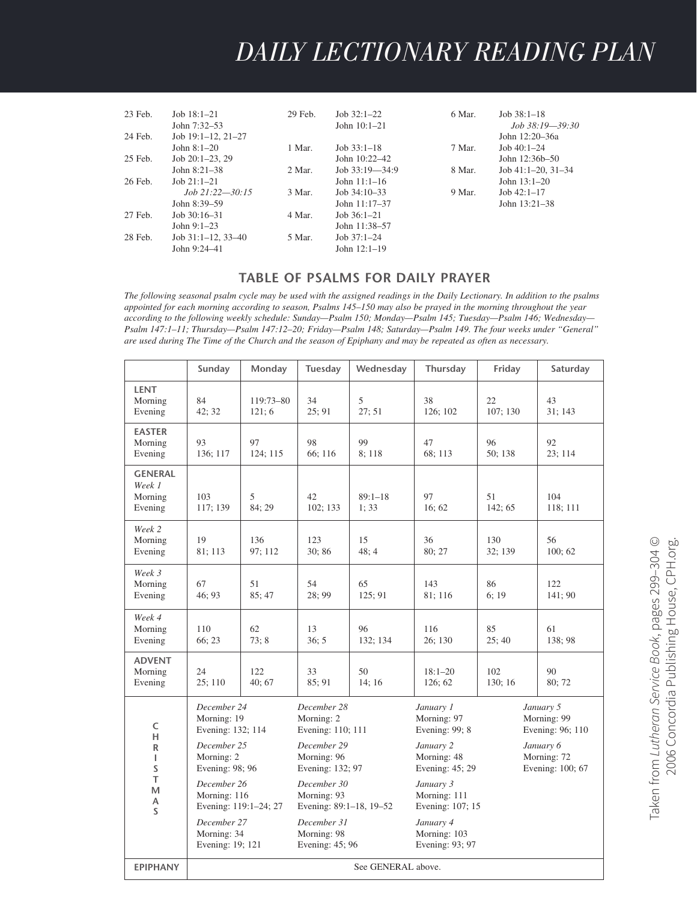# DAILY LECTIONARY READING PLAN

23 Feb. Job 18:1–21
John 7:32–53

24 Feb. Job 19:1–12, 21–27
John 8:1–20

25 Feb. Job 20:1–23, 29
John 8:21–38

26 Feb. Job 21:1–21
*Job 21:22—30:15*
John 8:39–59

27 Feb. Job 30:16–31
John 9:1–23

28 Feb. Job 31:1–12, 33–40
John 9:24–41

29 Feb. Job 32:1–22
John 10:1–21

1 Mar. Job 33:1–18
John 10:22–42

2 Mar. Job 33:19—34:9
John 11:1–16

3 Mar. Job 34:10–33
John 11:17–37

4 Mar. Job 36:1–21
John 11:38–57

5 Mar. Job 37:1–24
John 12:1–19

6 Mar. Job 38:1–18
*Job 38:19—39:30*
John 12:20–36a

7 Mar. Job 40:1–24
John 12:36b–50

8 Mar. Job 41:1–20, 31–34
John 13:1–20

9 Mar. Job 42:1–17
John 13:21–38

## TABLE OF PSALMS FOR DAILY PRAYER

*The following seasonal psalm cycle may be used with the assigned readings in the Daily Lectionary. In addition to the psalms appointed for each morning according to season, Psalms 145–150 may also be prayed in the morning throughout the year according to the following weekly schedule: Sunday—Psalm 150; Monday—Psalm 145; Tuesday—Psalm 146; Wednesday—Psalm 147:1–11; Thursday—Psalm 147:12–20; Friday—Psalm 148; Saturday—Psalm 149. The four weeks under "General" are used during The Time of the Church and the season of Epiphany and may be repeated as often as necessary.*

| | Sunday | Monday | Tuesday | Wednesday | Thursday | Friday | Saturday |
|---|---|---|---|---|---|---|---|
| **LENT** Morning | 84 | 119:73–80 | 34 | 5 | 38 | 22 | 43 |
| Evening | 42; 32 | 121; 6 | 25; 91 | 27; 51 | 126; 102 | 107; 130 | 31; 143 |
| **EASTER** Morning | 93 | 97 | 98 | 99 | 47 | 96 | 92 |
| Evening | 136; 117 | 124; 115 | 66; 116 | 8; 118 | 68; 113 | 50; 138 | 23; 114 |
| **GENERAL** *Week 1* Morning | 103 | 5 | 42 | 89:1–18 | 97 | 51 | 104 |
| Evening | 117; 139 | 84; 29 | 102; 133 | 1; 33 | 16; 62 | 142; 65 | 118; 111 |
| *Week 2* Morning | 19 | 136 | 123 | 15 | 36 | 130 | 56 |
| Evening | 81; 113 | 97; 112 | 30; 86 | 48; 4 | 80; 27 | 32; 139 | 100; 62 |
| *Week 3* Morning | 67 | 51 | 54 | 65 | 143 | 86 | 122 |
| Evening | 46; 93 | 85; 47 | 28; 99 | 125; 91 | 81; 116 | 6; 19 | 141; 90 |
| *Week 4* Morning | 110 | 62 | 13 | 96 | 116 | 85 | 61 |
| Evening | 66; 23 | 73; 8 | 36; 5 | 132; 134 | 26; 130 | 25; 40 | 138; 98 |
| **ADVENT** Morning | 24 | 122 | 33 | 50 | 18:1–20 | 102 | 90 |
| Evening | 25; 110 | 40; 67 | 85; 91 | 14; 16 | 126; 62 | 130; 16 | 80; 72 |

**CHRISTMAS**

*December 24*
Morning: 19
Evening: 132; 114

*December 25*
Morning: 2
Evening: 98; 96

*December 26*
Morning: 116
Evening: 119:1–24; 27

*December 27*
Morning: 34
Evening: 19; 121

*December 28*
Morning: 2
Evening: 110; 111

*December 29*
Morning: 96
Evening: 132; 97

*December 30*
Morning: 93
Evening: 89:1–18, 19–52

*December 31*
Morning: 98
Evening: 45; 96

*January 1*
Morning: 97
Evening: 99; 8

*January 2*
Morning: 48
Evening: 45; 29

*January 3*
Morning: 111
Evening: 107; 15

*January 4*
Morning: 103
Evening: 93; 97

*January 5*
Morning: 99
Evening: 96; 110

*January 6*
Morning: 72
Evening: 100; 67

**EPIPHANY** See GENERAL above.

Taken from *Lutheran Service Book*, pages 299–304 © 2006 Concordia Publishing House, CPH.org.